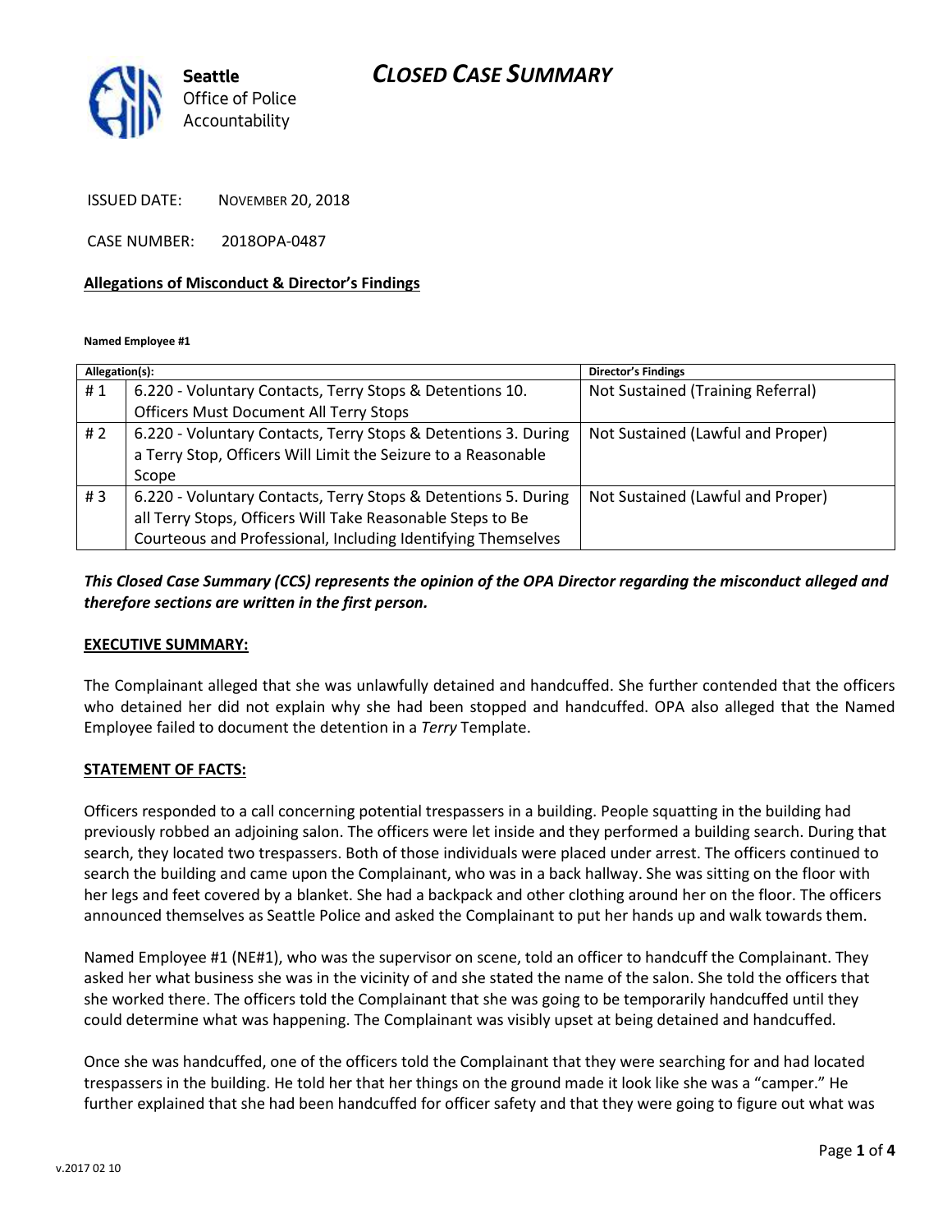**Seattle** Office of Police Accountability

# CLOSED CASE SUMMARY

ISSUED DATE: NOVEMBER 20, 2018

CASE NUMBER: 2018OPA-0487

**Allegations of Misconduct & Director's Findings**

**Named Employee #1**

| Allegation(s): | | Director's Findings |
|---|---|---|
| # 1 | 6.220 - Voluntary Contacts, Terry Stops & Detentions 10. Officers Must Document All Terry Stops | Not Sustained (Training Referral) |
| # 2 | 6.220 - Voluntary Contacts, Terry Stops & Detentions 3. During a Terry Stop, Officers Will Limit the Seizure to a Reasonable Scope | Not Sustained (Lawful and Proper) |
| # 3 | 6.220 - Voluntary Contacts, Terry Stops & Detentions 5. During all Terry Stops, Officers Will Take Reasonable Steps to Be Courteous and Professional, Including Identifying Themselves | Not Sustained (Lawful and Proper) |

***This Closed Case Summary (CCS) represents the opinion of the OPA Director regarding the misconduct alleged and therefore sections are written in the first person.***

**EXECUTIVE SUMMARY:**

The Complainant alleged that she was unlawfully detained and handcuffed. She further contended that the officers who detained her did not explain why she had been stopped and handcuffed. OPA also alleged that the Named Employee failed to document the detention in a *Terry* Template.

**STATEMENT OF FACTS:**

Officers responded to a call concerning potential trespassers in a building. People squatting in the building had previously robbed an adjoining salon. The officers were let inside and they performed a building search. During that search, they located two trespassers. Both of those individuals were placed under arrest. The officers continued to search the building and came upon the Complainant, who was in a back hallway. She was sitting on the floor with her legs and feet covered by a blanket. She had a backpack and other clothing around her on the floor. The officers announced themselves as Seattle Police and asked the Complainant to put her hands up and walk towards them.

Named Employee #1 (NE#1), who was the supervisor on scene, told an officer to handcuff the Complainant. They asked her what business she was in the vicinity of and she stated the name of the salon. She told the officers that she worked there. The officers told the Complainant that she was going to be temporarily handcuffed until they could determine what was happening. The Complainant was visibly upset at being detained and handcuffed.

Once she was handcuffed, one of the officers told the Complainant that they were searching for and had located trespassers in the building. He told her that her things on the ground made it look like she was a "camper." He further explained that she had been handcuffed for officer safety and that they were going to figure out what was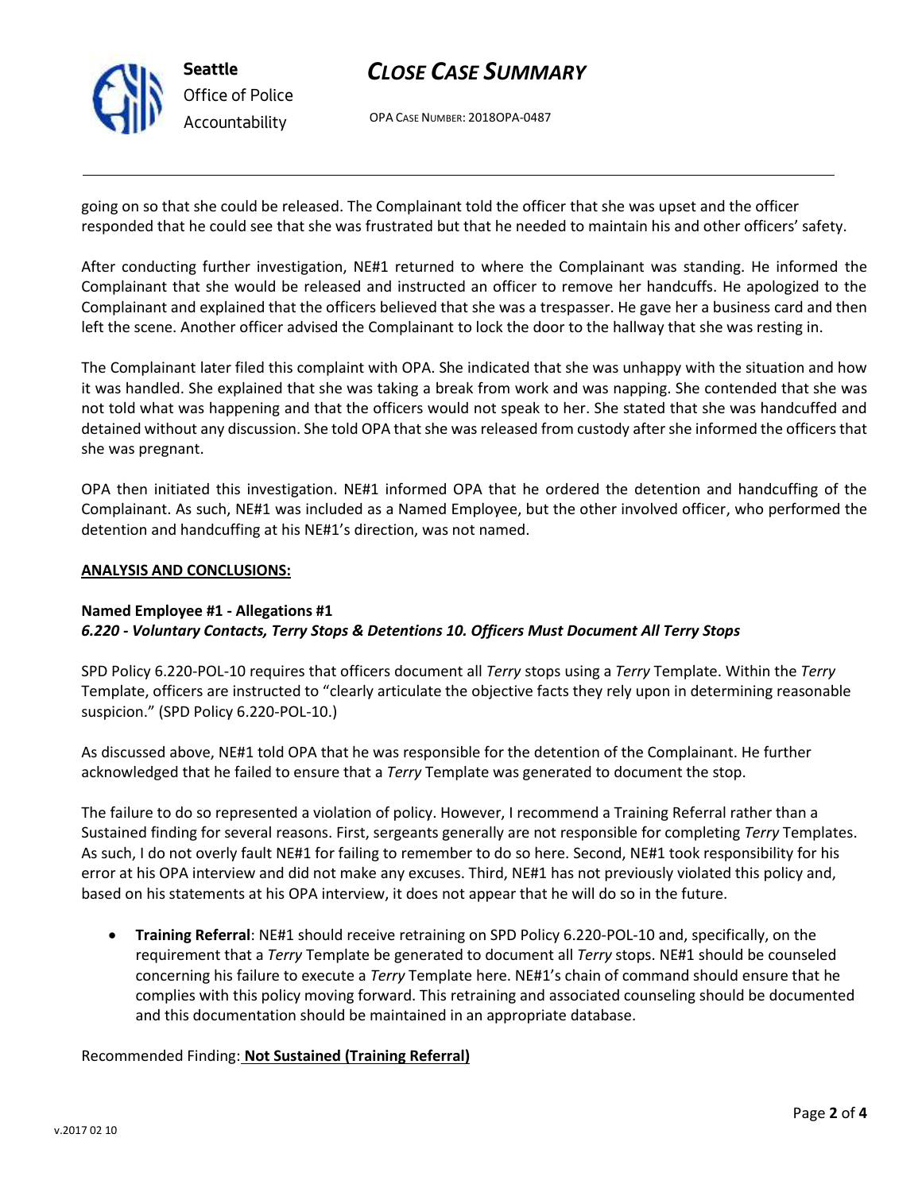going on so that she could be released. The Complainant told the officer that she was upset and the officer responded that he could see that she was frustrated but that he needed to maintain his and other officers' safety.

After conducting further investigation, NE#1 returned to where the Complainant was standing. He informed the Complainant that she would be released and instructed an officer to remove her handcuffs. He apologized to the Complainant and explained that the officers believed that she was a trespasser. He gave her a business card and then left the scene. Another officer advised the Complainant to lock the door to the hallway that she was resting in.

The Complainant later filed this complaint with OPA. She indicated that she was unhappy with the situation and how it was handled. She explained that she was taking a break from work and was napping. She contended that she was not told what was happening and that the officers would not speak to her. She stated that she was handcuffed and detained without any discussion. She told OPA that she was released from custody after she informed the officers that she was pregnant.

OPA then initiated this investigation. NE#1 informed OPA that he ordered the detention and handcuffing of the Complainant. As such, NE#1 was included as a Named Employee, but the other involved officer, who performed the detention and handcuffing at his NE#1's direction, was not named.

**ANALYSIS AND CONCLUSIONS:**

**Named Employee #1 - Allegations #1**
***6.220 - Voluntary Contacts, Terry Stops & Detentions 10. Officers Must Document All Terry Stops***

SPD Policy 6.220-POL-10 requires that officers document all *Terry* stops using a *Terry* Template. Within the *Terry* Template, officers are instructed to "clearly articulate the objective facts they rely upon in determining reasonable suspicion." (SPD Policy 6.220-POL-10.)

As discussed above, NE#1 told OPA that he was responsible for the detention of the Complainant. He further acknowledged that he failed to ensure that a *Terry* Template was generated to document the stop.

The failure to do so represented a violation of policy. However, I recommend a Training Referral rather than a Sustained finding for several reasons. First, sergeants generally are not responsible for completing *Terry* Templates. As such, I do not overly fault NE#1 for failing to remember to do so here. Second, NE#1 took responsibility for his error at his OPA interview and did not make any excuses. Third, NE#1 has not previously violated this policy and, based on his statements at his OPA interview, it does not appear that he will do so in the future.

- **Training Referral**: NE#1 should receive retraining on SPD Policy 6.220-POL-10 and, specifically, on the requirement that a *Terry* Template be generated to document all *Terry* stops. NE#1 should be counseled concerning his failure to execute a *Terry* Template here. NE#1's chain of command should ensure that he complies with this policy moving forward. This retraining and associated counseling should be documented and this documentation should be maintained in an appropriate database.

Recommended Finding: **Not Sustained (Training Referral)**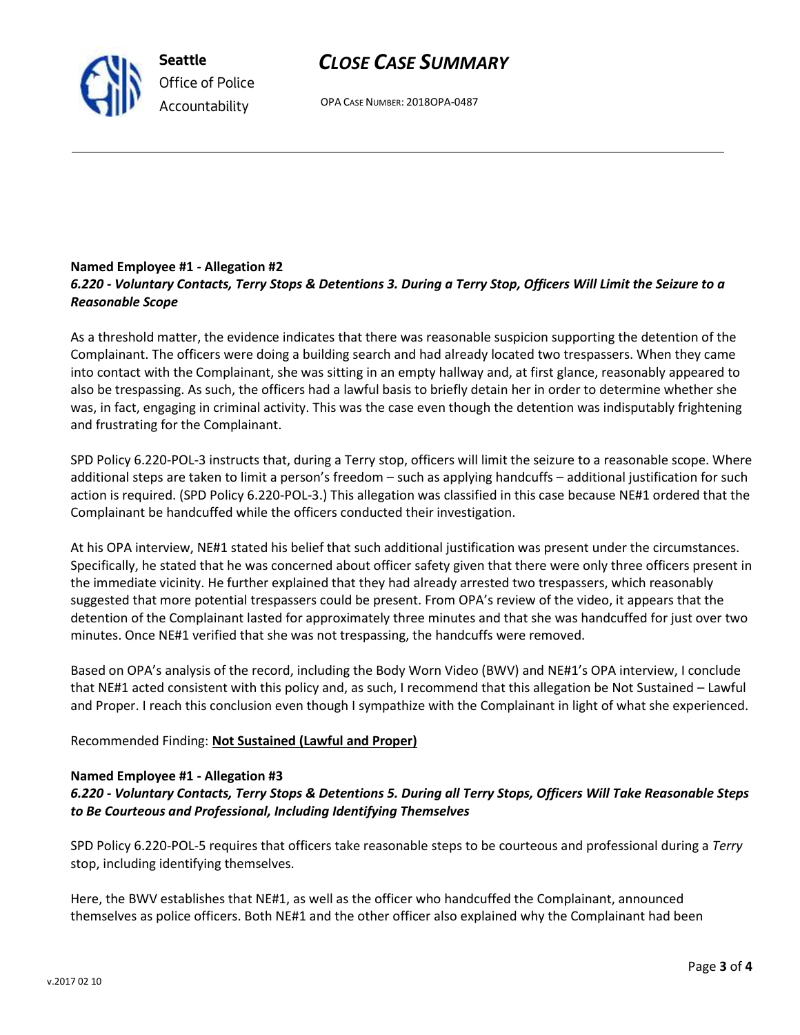**Named Employee #1 - Allegation #2**
***6.220 - Voluntary Contacts, Terry Stops & Detentions 3. During a Terry Stop, Officers Will Limit the Seizure to a Reasonable Scope***

As a threshold matter, the evidence indicates that there was reasonable suspicion supporting the detention of the Complainant. The officers were doing a building search and had already located two trespassers. When they came into contact with the Complainant, she was sitting in an empty hallway and, at first glance, reasonably appeared to also be trespassing. As such, the officers had a lawful basis to briefly detain her in order to determine whether she was, in fact, engaging in criminal activity. This was the case even though the detention was indisputably frightening and frustrating for the Complainant.

SPD Policy 6.220-POL-3 instructs that, during a Terry stop, officers will limit the seizure to a reasonable scope. Where additional steps are taken to limit a person's freedom – such as applying handcuffs – additional justification for such action is required. (SPD Policy 6.220-POL-3.) This allegation was classified in this case because NE#1 ordered that the Complainant be handcuffed while the officers conducted their investigation.

At his OPA interview, NE#1 stated his belief that such additional justification was present under the circumstances. Specifically, he stated that he was concerned about officer safety given that there were only three officers present in the immediate vicinity. He further explained that they had already arrested two trespassers, which reasonably suggested that more potential trespassers could be present. From OPA's review of the video, it appears that the detention of the Complainant lasted for approximately three minutes and that she was handcuffed for just over two minutes. Once NE#1 verified that she was not trespassing, the handcuffs were removed.

Based on OPA's analysis of the record, including the Body Worn Video (BWV) and NE#1's OPA interview, I conclude that NE#1 acted consistent with this policy and, as such, I recommend that this allegation be Not Sustained – Lawful and Proper. I reach this conclusion even though I sympathize with the Complainant in light of what she experienced.

Recommended Finding: **Not Sustained (Lawful and Proper)**

**Named Employee #1 - Allegation #3**
***6.220 - Voluntary Contacts, Terry Stops & Detentions 5. During all Terry Stops, Officers Will Take Reasonable Steps to Be Courteous and Professional, Including Identifying Themselves***

SPD Policy 6.220-POL-5 requires that officers take reasonable steps to be courteous and professional during a *Terry* stop, including identifying themselves.

Here, the BWV establishes that NE#1, as well as the officer who handcuffed the Complainant, announced themselves as police officers. Both NE#1 and the other officer also explained why the Complainant had been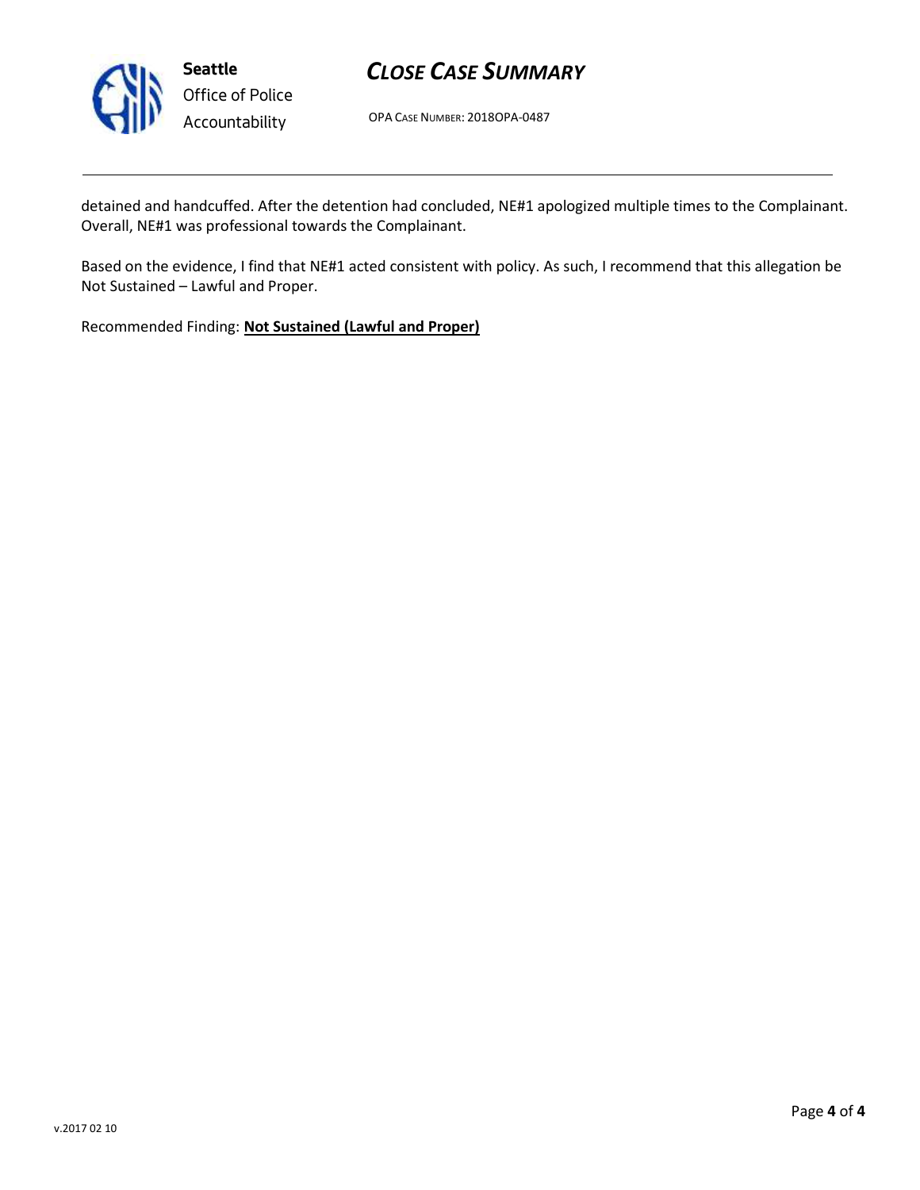detained and handcuffed. After the detention had concluded, NE#1 apologized multiple times to the Complainant. Overall, NE#1 was professional towards the Complainant.

Based on the evidence, I find that NE#1 acted consistent with policy. As such, I recommend that this allegation be Not Sustained – Lawful and Proper.

Recommended Finding: **Not Sustained (Lawful and Proper)**